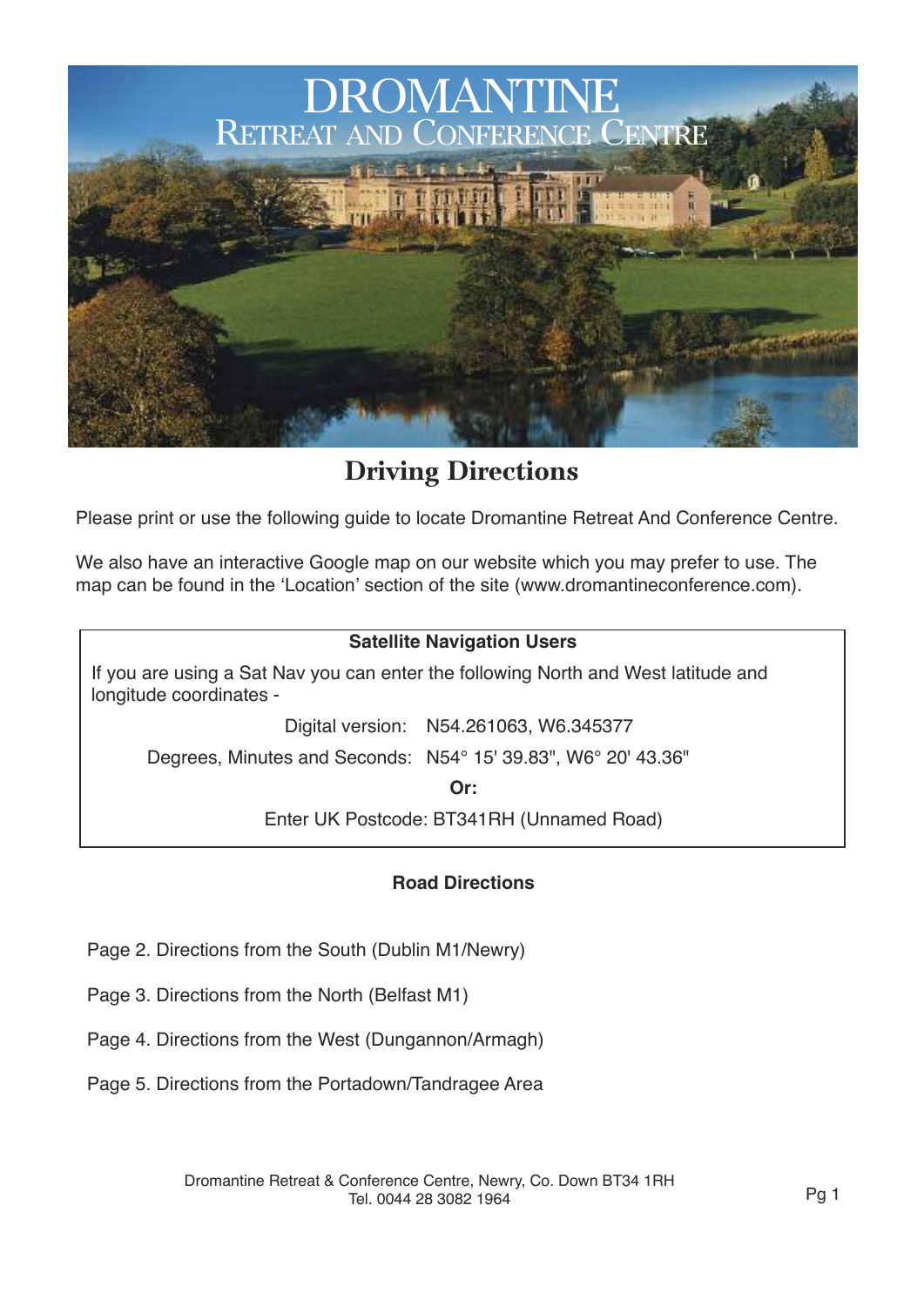# DROMANTINE
## Retreat and Conference Centre

## Driving Directions

Please print or use the following guide to locate Dromantine Retreat And Conference Centre.

We also have an interactive Google map on our website which you may prefer to use. The map can be found in the 'Location' section of the site (www.dromantineconference.com).

**Satellite Navigation Users**

If you are using a Sat Nav you can enter the following North and West latitude and longitude coordinates -

Digital version: N54.261063, W6.345377

Degrees, Minutes and Seconds: N54° 15' 39.83", W6° 20' 43.36"

**Or:**

Enter UK Postcode: BT341RH (Unnamed Road)

**Road Directions**

Page 2. Directions from the South (Dublin M1/Newry)

Page 3. Directions from the North (Belfast M1)

Page 4. Directions from the West (Dungannon/Armagh)

Page 5. Directions from the Portadown/Tandragee Area

Dromantine Retreat & Conference Centre, Newry, Co. Down BT34 1RH
Tel. 0044 28 3082 1964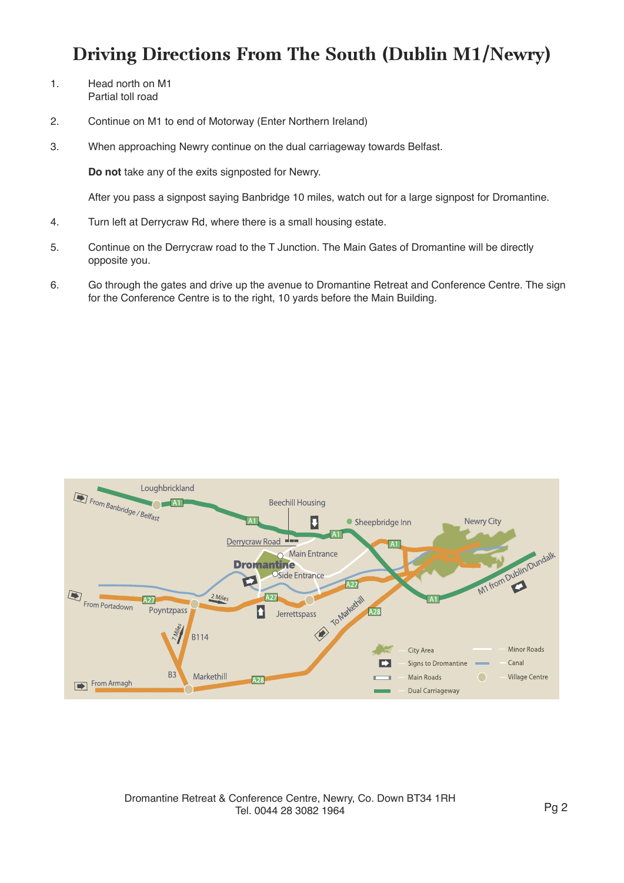# Driving Directions From The South (Dublin M1/Newry)

1. Head north on M1
   Partial toll road

2. Continue on M1 to end of Motorway (Enter Northern Ireland)

3. When approaching Newry continue on the dual carriageway towards Belfast.

   **Do not** take any of the exits signposted for Newry.

   After you pass a signpost saying Banbridge 10 miles, watch out for a large signpost for Dromantine.

4. Turn left at Derrycraw Rd, where there is a small housing estate.

5. Continue on the Derrycraw road to the T Junction. The Main Gates of Dromantine will be directly opposite you.

6. Go through the gates and drive up the avenue to Dromantine Retreat and Conference Centre. The sign for the Conference Centre is to the right, 10 yards before the Main Building.

Dromantine Retreat & Conference Centre, Newry, Co. Down BT34 1RH
Tel. 0044 28 3082 1964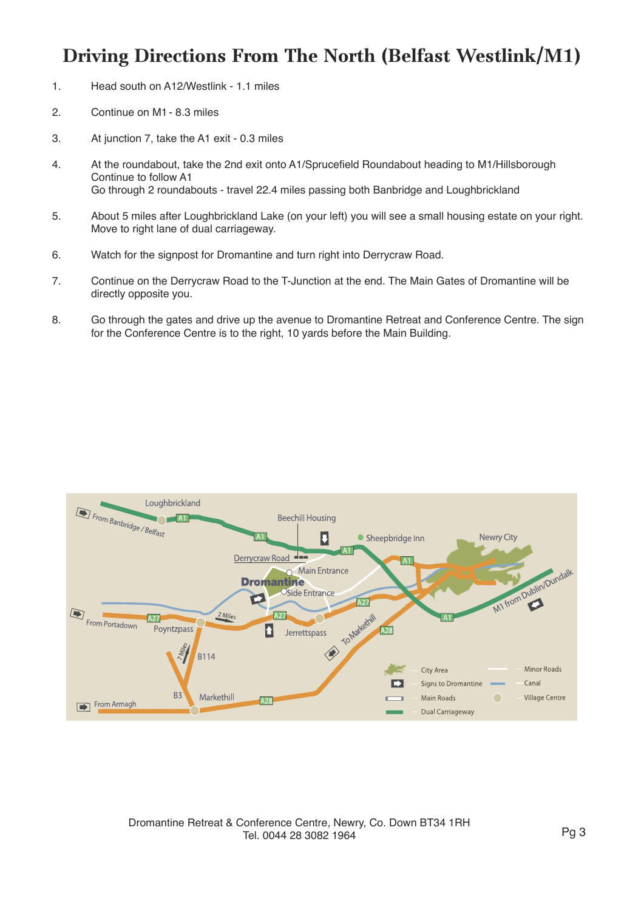# Driving Directions From The North (Belfast Westlink/M1)

1. Head south on A12/Westlink - 1.1 miles
2. Continue on M1 - 8.3 miles
3. At junction 7, take the A1 exit - 0.3 miles
4. At the roundabout, take the 2nd exit onto A1/Sprucefield Roundabout heading to M1/Hillsborough  
   Continue to follow A1  
   Go through 2 roundabouts - travel 22.4 miles passing both Banbridge and Loughbrickland
5. About 5 miles after Loughbrickland Lake (on your left) you will see a small housing estate on your right. Move to right lane of dual carriageway.
6. Watch for the signpost for Dromantine and turn right into Derrycraw Road.
7. Continue on the Derrycraw Road to the T-Junction at the end. The Main Gates of Dromantine will be directly opposite you.
8. Go through the gates and drive up the avenue to Dromantine Retreat and Conference Centre. The sign for the Conference Centre is to the right, 10 yards before the Main Building.

Dromantine Retreat & Conference Centre, Newry, Co. Down BT34 1RH  
Tel. 0044 28 3082 1964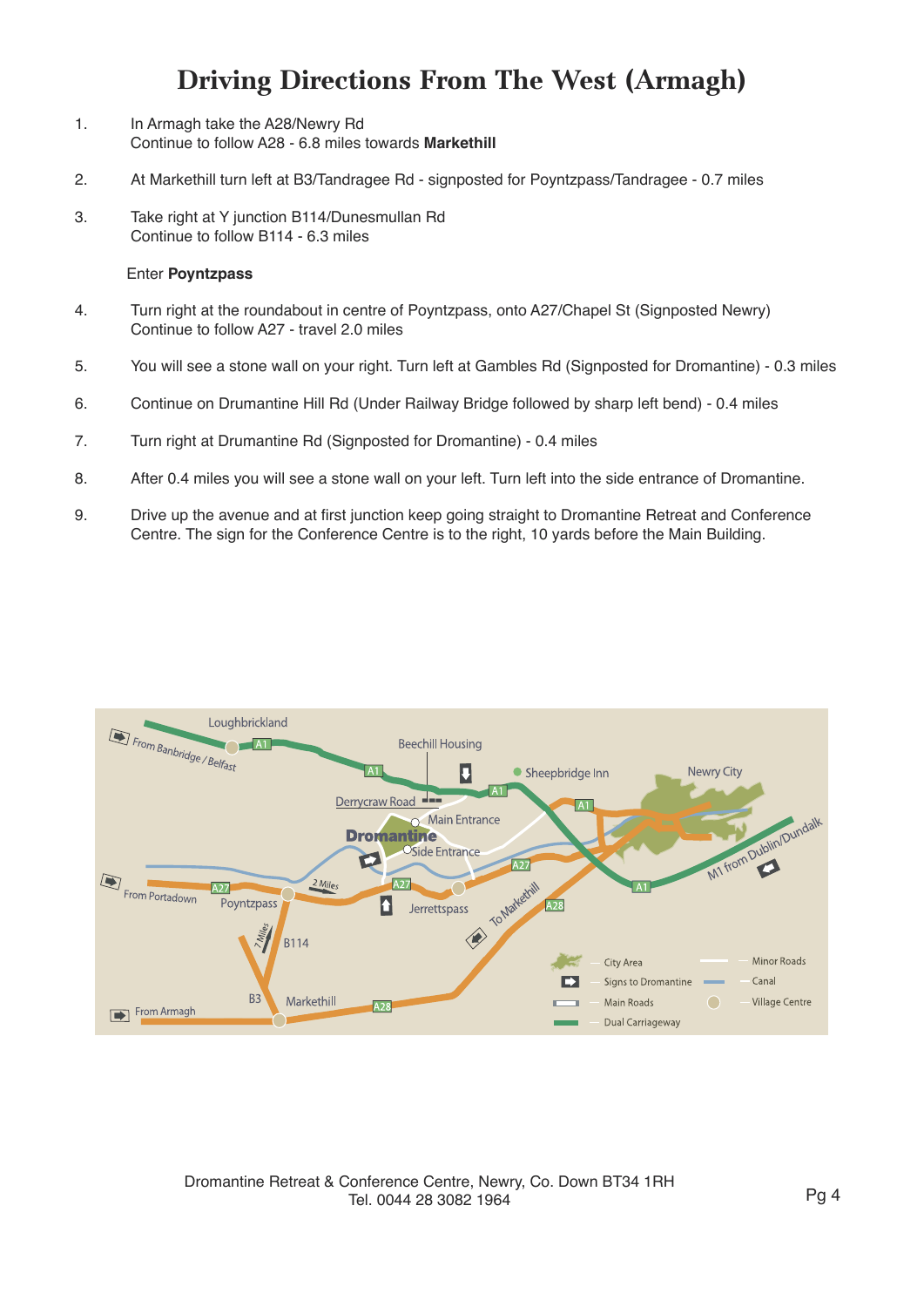# Driving Directions From The West (Armagh)

1. In Armagh take the A28/Newry Rd
   Continue to follow A28 - 6.8 miles towards **Markethill**

2. At Markethill turn left at B3/Tandragee Rd - signposted for Poyntzpass/Tandragee - 0.7 miles

3. Take right at Y junction B114/Dunesmullan Rd
   Continue to follow B114 - 6.3 miles

   Enter **Poyntzpass**

4. Turn right at the roundabout in centre of Poyntzpass, onto A27/Chapel St (Signposted Newry)
   Continue to follow A27 - travel 2.0 miles

5. You will see a stone wall on your right. Turn left at Gambles Rd (Signposted for Dromantine) - 0.3 miles

6. Continue on Drumantine Hill Rd (Under Railway Bridge followed by sharp left bend) - 0.4 miles

7. Turn right at Drumantine Rd (Signposted for Dromantine) - 0.4 miles

8. After 0.4 miles you will see a stone wall on your left. Turn left into the side entrance of Dromantine.

9. Drive up the avenue and at first junction keep going straight to Dromantine Retreat and Conference Centre. The sign for the Conference Centre is to the right, 10 yards before the Main Building.

Dromantine Retreat & Conference Centre, Newry, Co. Down BT34 1RH
Tel. 0044 28 3082 1964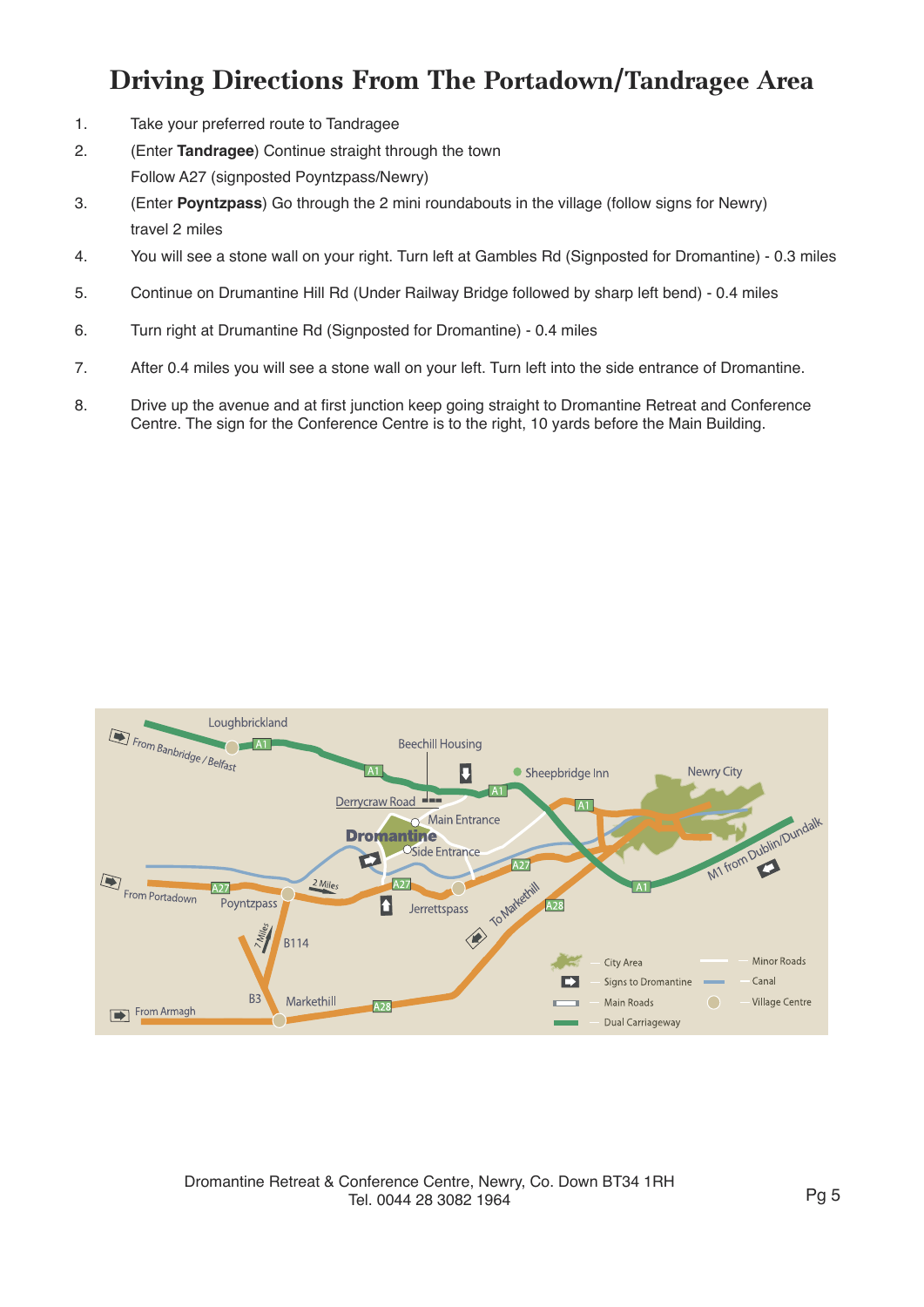# Driving Directions From The Portadown/Tandragee Area

1. Take your preferred route to Tandragee
2. (Enter **Tandragee**) Continue straight through the town
   Follow A27 (signposted Poyntzpass/Newry)
3. (Enter **Poyntzpass**) Go through the 2 mini roundabouts in the village (follow signs for Newry)
   travel 2 miles
4. You will see a stone wall on your right. Turn left at Gambles Rd (Signposted for Dromantine) - 0.3 miles
5. Continue on Drumantine Hill Rd (Under Railway Bridge followed by sharp left bend) - 0.4 miles
6. Turn right at Drumantine Rd (Signposted for Dromantine) - 0.4 miles
7. After 0.4 miles you will see a stone wall on your left. Turn left into the side entrance of Dromantine.
8. Drive up the avenue and at first junction keep going straight to Dromantine Retreat and Conference Centre. The sign for the Conference Centre is to the right, 10 yards before the Main Building.

Loughbrickland
From Banbridge / Belfast
A1
Beechill Housing
Sheepbridge Inn
Newry City
Derrycraw Road
Main Entrance
Dromantine
Side Entrance
A27
From Portadown
Poyntzpass
2 Miles
Jerrettspass
To Markethill
A28
M1 from Dublin/Dundalk
7 Miles
B114
B3
Markethill
From Armagh

City Area
Signs to Dromantine
Main Roads
Dual Carriageway
Minor Roads
Canal
Village Centre